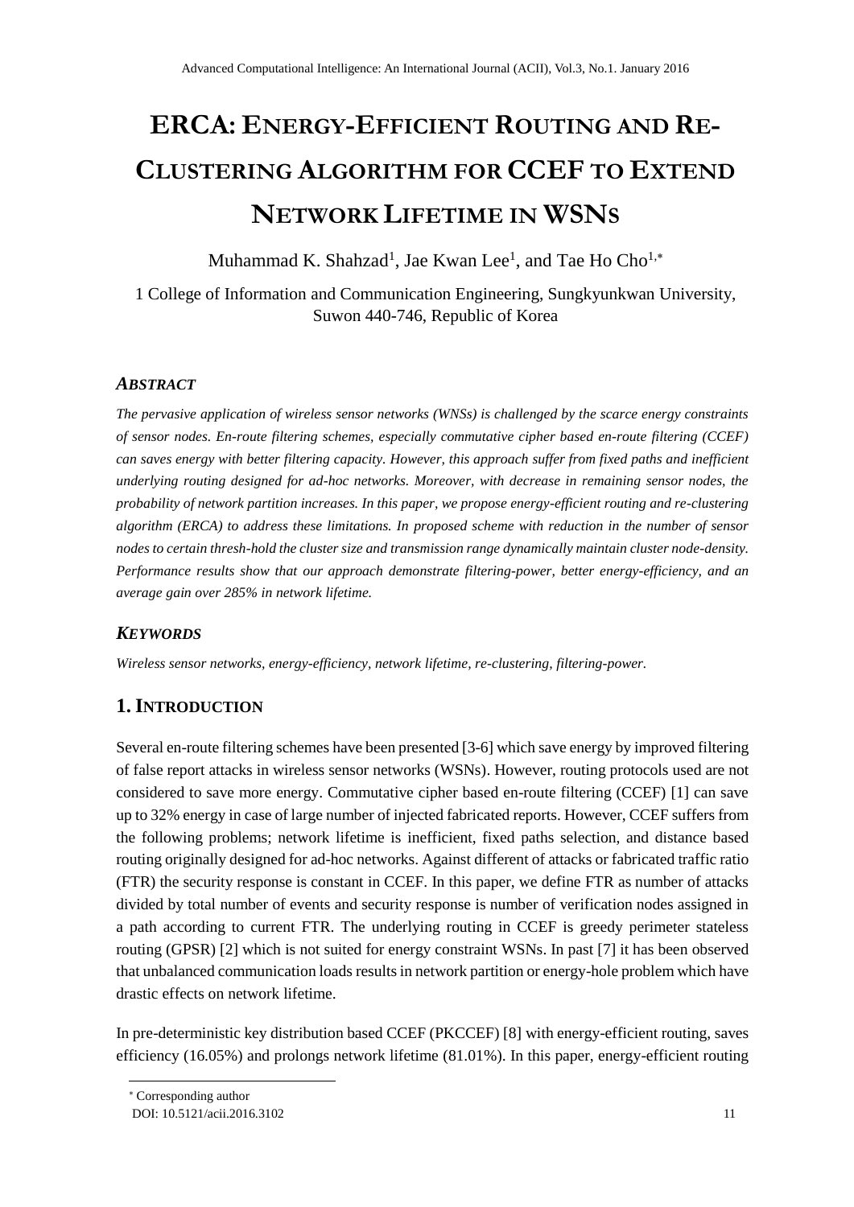# ERCA: ENERGY-EFFICIENT ROUTING AND RE-CLUSTERING ALGORITHM FOR CCEF TO EXTEND NETWORK LIFETIME IN WSNS

Muhammad K. Shahzad[1], Jae Kwan Lee[1], and Tae Ho Cho[1,*]

1 College of Information and Communication Engineering, Sungkyunkwan University, Suwon 440-746, Republic of Korea

### *ABSTRACT*

*The pervasive application of wireless sensor networks (WNSs) is challenged by the scarce energy constraints of sensor nodes. En-route filtering schemes, especially commutative cipher based en-route filtering (CCEF) can saves energy with better filtering capacity. However, this approach suffer from fixed paths and inefficient underlying routing designed for ad-hoc networks. Moreover, with decrease in remaining sensor nodes, the probability of network partition increases. In this paper, we propose energy-efficient routing and re-clustering algorithm (ERCA) to address these limitations. In proposed scheme with reduction in the number of sensor nodes to certain thresh-hold the cluster size and transmission range dynamically maintain cluster node-density. Performance results show that our approach demonstrate filtering-power, better energy-efficiency, and an average gain over 285% in network lifetime.*

### *KEYWORDS*

*Wireless sensor networks, energy-efficiency, network lifetime, re-clustering, filtering-power.*

## 1. INTRODUCTION

Several en-route filtering schemes have been presented [3-6] which save energy by improved filtering of false report attacks in wireless sensor networks (WSNs). However, routing protocols used are not considered to save more energy. Commutative cipher based en-route filtering (CCEF) [1] can save up to 32% energy in case of large number of injected fabricated reports. However, CCEF suffers from the following problems; network lifetime is inefficient, fixed paths selection, and distance based routing originally designed for ad-hoc networks. Against different of attacks or fabricated traffic ratio (FTR) the security response is constant in CCEF. In this paper, we define FTR as number of attacks divided by total number of events and security response is number of verification nodes assigned in a path according to current FTR. The underlying routing in CCEF is greedy perimeter stateless routing (GPSR) [2] which is not suited for energy constraint WSNs. In past [7] it has been observed that unbalanced communication loads results in network partition or energy-hole problem which have drastic effects on network lifetime.

In pre-deterministic key distribution based CCEF (PKCCEF) [8] with energy-efficient routing, saves efficiency (16.05%) and prolongs network lifetime (81.01%). In this paper, energy-efficient routing

* Corresponding author

DOI: 10.5121/acii.2016.3102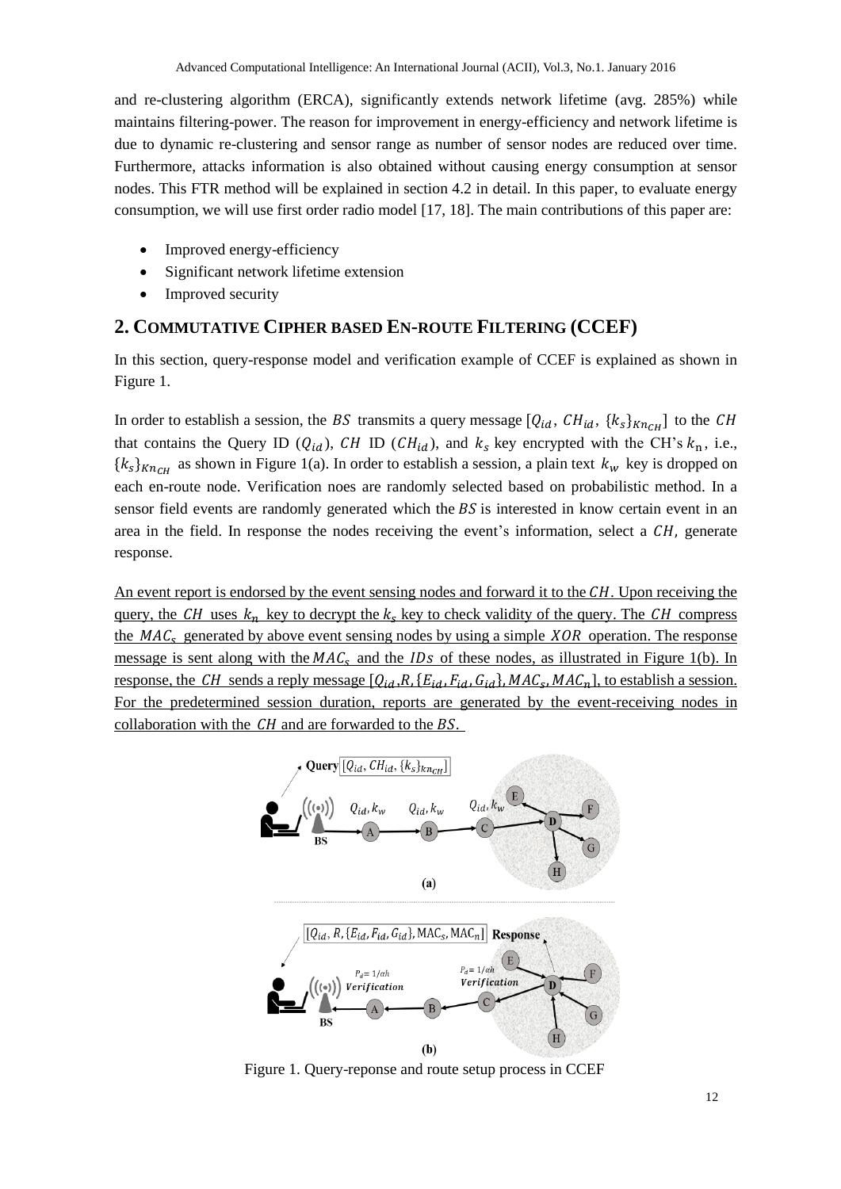and re-clustering algorithm (ERCA), significantly extends network lifetime (avg. 285%) while maintains filtering-power. The reason for improvement in energy-efficiency and network lifetime is due to dynamic re-clustering and sensor range as number of sensor nodes are reduced over time. Furthermore, attacks information is also obtained without causing energy consumption at sensor nodes. This FTR method will be explained in section 4.2 in detail. In this paper, to evaluate energy consumption, we will use first order radio model [17, 18]. The main contributions of this paper are:

- Improved energy-efficiency
- Significant network lifetime extension
- Improved security

## 2. Commutative Cipher based En-route Filtering (CCEF)

In this section, query-response model and verification example of CCEF is explained as shown in Figure 1.

In order to establish a session, the $BS$ transmits a query message $[Q_{id}, CH_{id}, \{k_s\}_{Kn_{CH}}]$ to the $CH$ that contains the Query ID ($Q_{id}$), $CH$ ID ($CH_{id}$), and $k_s$ key encrypted with the CH's $k_n$, i.e., $\{k_s\}_{Kn_{CH}}$ as shown in Figure 1(a). In order to establish a session, a plain text $k_w$ key is dropped on each en-route node. Verification noes are randomly selected based on probabilistic method. In a sensor field events are randomly generated which the $BS$ is interested in know certain event in an area in the field. In response the nodes receiving the event's information, select a $CH$, generate response.

An event report is endorsed by the event sensing nodes and forward it to the $CH$. Upon receiving the query, the $CH$ uses $k_n$ key to decrypt the $k_s$ key to check validity of the query. The $CH$ compress the $MAC_s$ generated by above event sensing nodes by using a simple $XOR$ operation. The response message is sent along with the $MAC_s$ and the $IDs$ of these nodes, as illustrated in Figure 1(b). In response, the $CH$ sends a reply message $[Q_{id}, R, \{E_{id}, F_{id}, G_{id}\}, MAC_s, MAC_n]$, to establish a session. For the predetermined session duration, reports are generated by the event-receiving nodes in collaboration with the $CH$ and are forwarded to the $BS$.

Figure 1. Query-reponse and route setup process in CCEF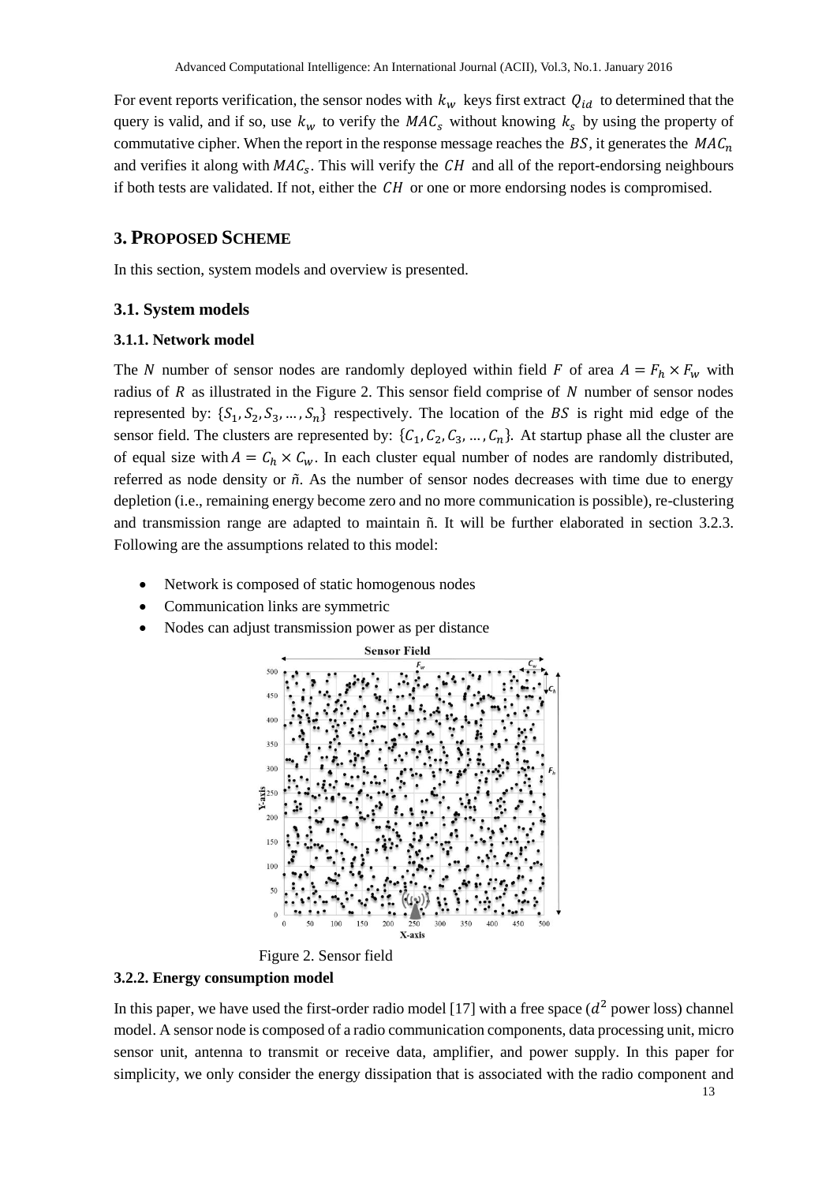For event reports verification, the sensor nodes with $k_w$ keys first extract $Q_{id}$ to determined that the query is valid, and if so, use $k_w$ to verify the $MAC_s$ without knowing $k_s$ by using the property of commutative cipher. When the report in the response message reaches the $BS$, it generates the $MAC_n$ and verifies it along with $MAC_s$. This will verify the $CH$ and all of the report-endorsing neighbours if both tests are validated. If not, either the $CH$ or one or more endorsing nodes is compromised.

## 3. PROPOSED SCHEME

In this section, system models and overview is presented.

### 3.1. System models

#### 3.1.1. Network model

The $N$ number of sensor nodes are randomly deployed within field $F$ of area $A = F_h \times F_w$ with radius of $R$ as illustrated in the Figure 2. This sensor field comprise of $N$ number of sensor nodes represented by: $\{S_1, S_2, S_3, \ldots, S_n\}$ respectively. The location of the $BS$ is right mid edge of the sensor field. The clusters are represented by: $\{C_1, C_2, C_3, \ldots, C_n\}$. At startup phase all the cluster are of equal size with $A = C_h \times C_w$. In each cluster equal number of nodes are randomly distributed, referred as node density or $\tilde{n}$. As the number of sensor nodes decreases with time due to energy depletion (i.e., remaining energy become zero and no more communication is possible), re-clustering and transmission range are adapted to maintain ñ. It will be further elaborated in section 3.2.3. Following are the assumptions related to this model:

- Network is composed of static homogenous nodes
- Communication links are symmetric
- Nodes can adjust transmission power as per distance

Figure 2. Sensor field

#### 3.2.2. Energy consumption model

In this paper, we have used the first-order radio model [17] with a free space ($d^2$ power loss) channel model. A sensor node is composed of a radio communication components, data processing unit, micro sensor unit, antenna to transmit or receive data, amplifier, and power supply. In this paper for simplicity, we only consider the energy dissipation that is associated with the radio component and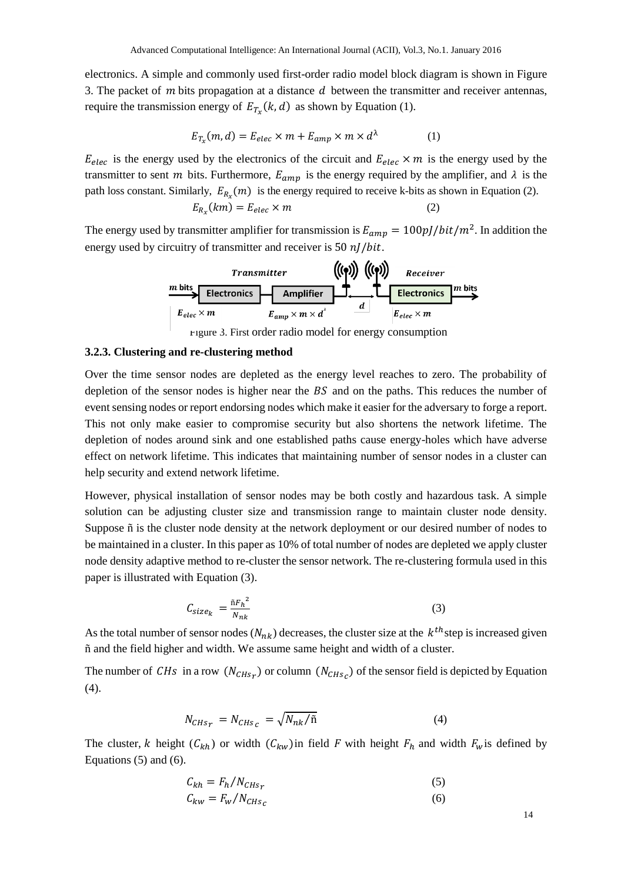electronics. A simple and commonly used first-order radio model block diagram is shown in Figure 3. The packet of $m$ bits propagation at a distance $d$ between the transmitter and receiver antennas, require the transmission energy of $E_{T_x}(k, d)$ as shown by Equation (1).

$$E_{T_x}(m, d) = E_{elec} \times m + E_{amp} \times m \times d^{\lambda} \qquad (1)$$

$E_{elec}$ is the energy used by the electronics of the circuit and $E_{elec} \times m$ is the energy used by the transmitter to sent $m$ bits. Furthermore, $E_{amp}$ is the energy required by the amplifier, and $\lambda$ is the path loss constant. Similarly, $E_{R_x}(m)$ is the energy required to receive k-bits as shown in Equation (2).

$$E_{R_x}(km) = E_{elec} \times m \qquad (2)$$

The energy used by transmitter amplifier for transmission is $E_{amp} = 100pJ/bit/m^2$. In addition the energy used by circuitry of transmitter and receiver is 50 $nJ/bit$.

Figure 3. First order radio model for energy consumption

### 3.2.3. Clustering and re-clustering method

Over the time sensor nodes are depleted as the energy level reaches to zero. The probability of depletion of the sensor nodes is higher near the $BS$ and on the paths. This reduces the number of event sensing nodes or report endorsing nodes which make it easier for the adversary to forge a report. This not only make easier to compromise security but also shortens the network lifetime. The depletion of nodes around sink and one established paths cause energy-holes which have adverse effect on network lifetime. This indicates that maintaining number of sensor nodes in a cluster can help security and extend network lifetime.

However, physical installation of sensor nodes may be both costly and hazardous task. A simple solution can be adjusting cluster size and transmission range to maintain cluster node density. Suppose ñ is the cluster node density at the network deployment or our desired number of nodes to be maintained in a cluster. In this paper as 10% of total number of nodes are depleted we apply cluster node density adaptive method to re-cluster the sensor network. The re-clustering formula used in this paper is illustrated with Equation (3).

$$C_{size_k} = \frac{\tilde{n} {F_h}^2}{N_{nk}} \qquad (3)$$

As the total number of sensor nodes ($N_{nk}$) decreases, the cluster size at the $k^{th}$ step is increased given ñ and the field higher and width. We assume same height and width of a cluster.

The number of $CHs$ in a row ($N_{CHs_r}$) or column ($N_{CHs_c}$) of the sensor field is depicted by Equation (4).

$$N_{CHs_r} = N_{CHs_c} = \sqrt{N_{nk}/\tilde{n}} \qquad (4)$$

The cluster, $k$ height ($C_{kh}$) or width ($C_{kw}$) in field $F$ with height $F_h$ and width $F_w$ is defined by Equations (5) and (6).

$$C_{kh} = F_h/N_{CHs_r} \qquad (5)$$

$$C_{kw} = F_w/N_{CHs_c} \qquad (6)$$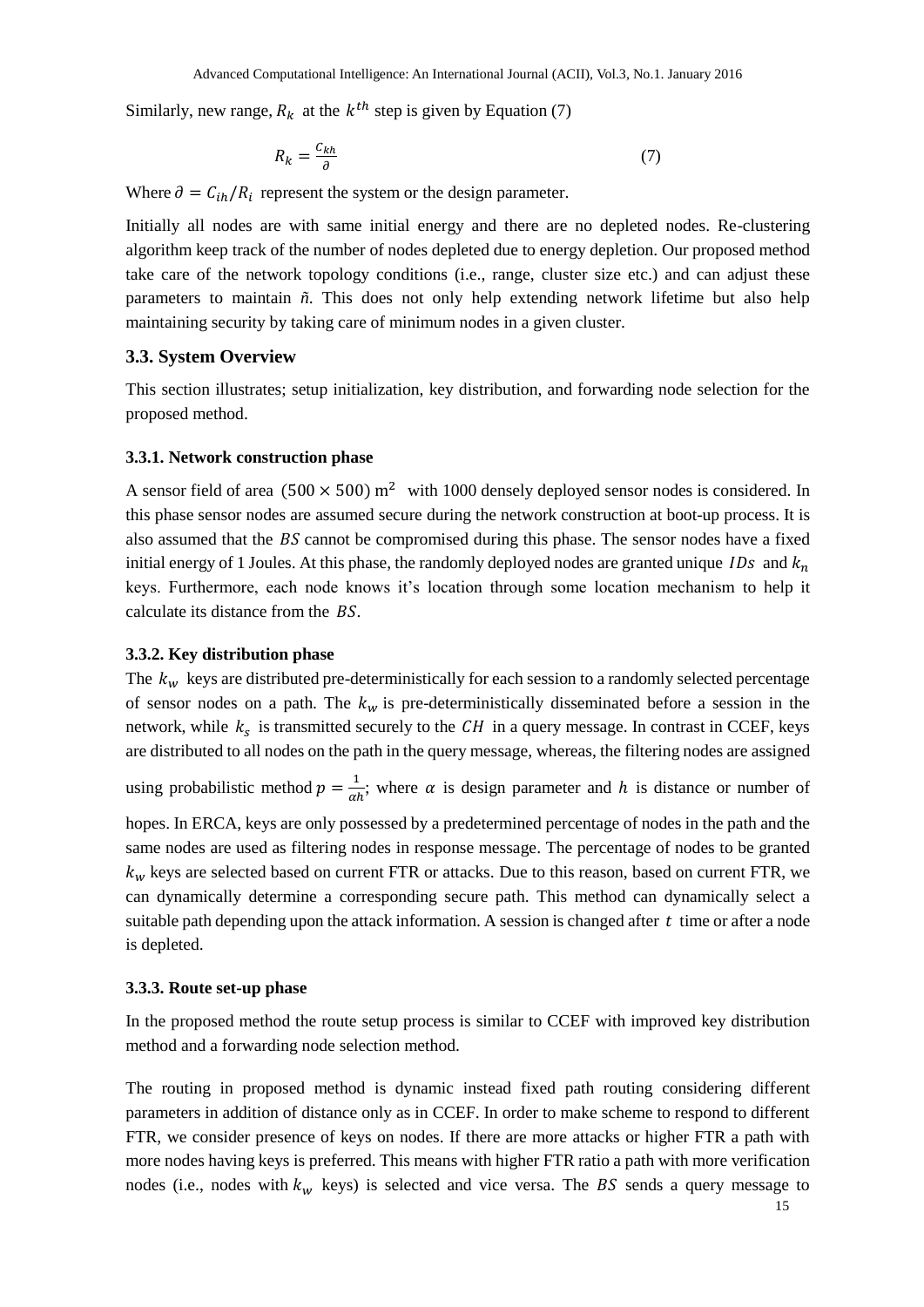Similarly, new range, $R_k$ at the $k^{th}$ step is given by Equation (7)

$$R_k = \frac{C_{kh}}{\partial} \tag{7}$$

Where $\partial = C_{ih}/R_i$ represent the system or the design parameter.

Initially all nodes are with same initial energy and there are no depleted nodes. Re-clustering algorithm keep track of the number of nodes depleted due to energy depletion. Our proposed method take care of the network topology conditions (i.e., range, cluster size etc.) and can adjust these parameters to maintain $\tilde{n}$. This does not only help extending network lifetime but also help maintaining security by taking care of minimum nodes in a given cluster.

### 3.3. System Overview

This section illustrates; setup initialization, key distribution, and forwarding node selection for the proposed method.

#### 3.3.1. Network construction phase

A sensor field of area $(500 \times 500)\ \mathrm{m}^2$ with 1000 densely deployed sensor nodes is considered. In this phase sensor nodes are assumed secure during the network construction at boot-up process. It is also assumed that the $BS$ cannot be compromised during this phase. The sensor nodes have a fixed initial energy of 1 Joules. At this phase, the randomly deployed nodes are granted unique $IDs$ and $k_n$ keys. Furthermore, each node knows it's location through some location mechanism to help it calculate its distance from the $BS$.

#### 3.3.2. Key distribution phase

The $k_w$ keys are distributed pre-deterministically for each session to a randomly selected percentage of sensor nodes on a path. The $k_w$ is pre-deterministically disseminated before a session in the network, while $k_s$ is transmitted securely to the $CH$ in a query message. In contrast in CCEF, keys are distributed to all nodes on the path in the query message, whereas, the filtering nodes are assigned using probabilistic method $p = \frac{1}{\alpha h}$; where $\alpha$ is design parameter and $h$ is distance or number of hopes. In ERCA, keys are only possessed by a predetermined percentage of nodes in the path and the same nodes are used as filtering nodes in response message. The percentage of nodes to be granted $k_w$ keys are selected based on current FTR or attacks. Due to this reason, based on current FTR, we can dynamically determine a corresponding secure path. This method can dynamically select a suitable path depending upon the attack information. A session is changed after $t$ time or after a node is depleted.

#### 3.3.3. Route set-up phase

In the proposed method the route setup process is similar to CCEF with improved key distribution method and a forwarding node selection method.

The routing in proposed method is dynamic instead fixed path routing considering different parameters in addition of distance only as in CCEF. In order to make scheme to respond to different FTR, we consider presence of keys on nodes. If there are more attacks or higher FTR a path with more nodes having keys is preferred. This means with higher FTR ratio a path with more verification nodes (i.e., nodes with $k_w$ keys) is selected and vice versa. The $BS$ sends a query message to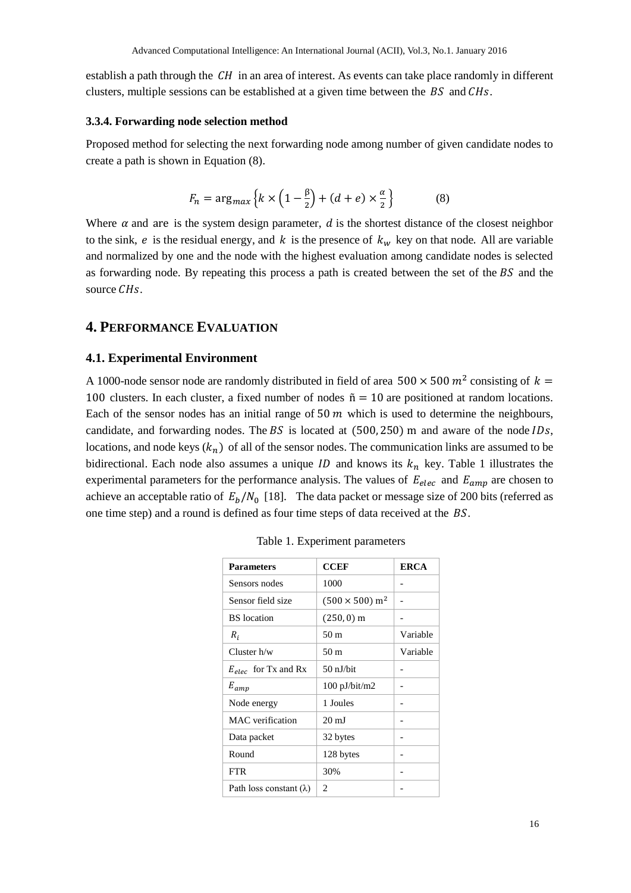establish a path through the $CH$ in an area of interest. As events can take place randomly in different clusters, multiple sessions can be established at a given time between the $BS$ and $CHs$.

### 3.3.4. Forwarding node selection method

Proposed method for selecting the next forwarding node among number of given candidate nodes to create a path is shown in Equation (8).

$$F_n = \arg_{max}\left\{k \times \left(1 - \frac{\beta}{2}\right) + (d + e) \times \frac{\alpha}{2}\right\} \qquad (8)$$

Where $\alpha$ and are is the system design parameter, $d$ is the shortest distance of the closest neighbor to the sink, $e$ is the residual energy, and $k$ is the presence of $k_w$ key on that node. All are variable and normalized by one and the node with the highest evaluation among candidate nodes is selected as forwarding node. By repeating this process a path is created between the set of the $BS$ and the source $CHs$.

## 4. Performance Evaluation

### 4.1. Experimental Environment

A 1000-node sensor node are randomly distributed in field of area $500 \times 500\ m^2$ consisting of $k = 100$ clusters. In each cluster, a fixed number of nodes $\tilde{n} = 10$ are positioned at random locations. Each of the sensor nodes has an initial range of $50\ m$ which is used to determine the neighbours, candidate, and forwarding nodes. The $BS$ is located at $(500, 250)$ m and aware of the node $IDs$, locations, and node keys $(k_n)$ of all of the sensor nodes. The communication links are assumed to be bidirectional. Each node also assumes a unique $ID$ and knows its $k_n$ key. Table 1 illustrates the experimental parameters for the performance analysis. The values of $E_{elec}$ and $E_{amp}$ are chosen to achieve an acceptable ratio of $E_b/N_0$ [18]. The data packet or message size of 200 bits (referred as one time step) and a round is defined as four time steps of data received at the $BS$.

Table 1. Experiment parameters

| Parameters | CCEF | ERCA |
|---|---|---|
| Sensors nodes | 1000 | - |
| Sensor field size | $(500 \times 500)\ \text{m}^2$ | - |
| BS location | $(250, 0)$ m | - |
| $R_i$ | 50 m | Variable |
| Cluster h/w | 50 m | Variable |
| $E_{elec}$ for Tx and Rx | 50 nJ/bit | - |
| $E_{amp}$ | 100 pJ/bit/m2 | - |
| Node energy | 1 Joules | - |
| MAC verification | 20 mJ | - |
| Data packet | 32 bytes | - |
| Round | 128 bytes | - |
| FTR | 30% | - |
| Path loss constant (λ) | 2 | - |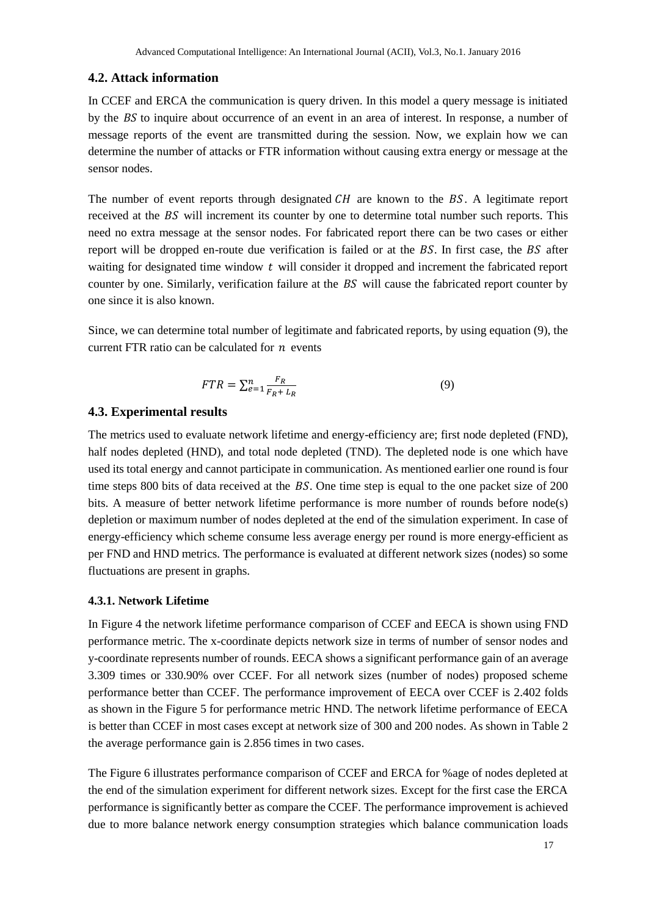### 4.2. Attack information

In CCEF and ERCA the communication is query driven. In this model a query message is initiated by the $BS$ to inquire about occurrence of an event in an area of interest. In response, a number of message reports of the event are transmitted during the session. Now, we explain how we can determine the number of attacks or FTR information without causing extra energy or message at the sensor nodes.

The number of event reports through designated $CH$ are known to the $BS$. A legitimate report received at the $BS$ will increment its counter by one to determine total number such reports. This need no extra message at the sensor nodes. For fabricated report there can be two cases or either report will be dropped en-route due verification is failed or at the $BS$. In first case, the $BS$ after waiting for designated time window $t$ will consider it dropped and increment the fabricated report counter by one. Similarly, verification failure at the $BS$ will cause the fabricated report counter by one since it is also known.

Since, we can determine total number of legitimate and fabricated reports, by using equation (9), the current FTR ratio can be calculated for $n$ events

$$FTR = \sum_{e=1}^{n} \frac{F_R}{F_R + L_R} \tag{9}$$

### 4.3. Experimental results

The metrics used to evaluate network lifetime and energy-efficiency are; first node depleted (FND), half nodes depleted (HND), and total node depleted (TND). The depleted node is one which have used its total energy and cannot participate in communication. As mentioned earlier one round is four time steps 800 bits of data received at the $BS$. One time step is equal to the one packet size of 200 bits. A measure of better network lifetime performance is more number of rounds before node(s) depletion or maximum number of nodes depleted at the end of the simulation experiment. In case of energy-efficiency which scheme consume less average energy per round is more energy-efficient as per FND and HND metrics. The performance is evaluated at different network sizes (nodes) so some fluctuations are present in graphs.

#### 4.3.1. Network Lifetime

In Figure 4 the network lifetime performance comparison of CCEF and EECA is shown using FND performance metric. The x-coordinate depicts network size in terms of number of sensor nodes and y-coordinate represents number of rounds. EECA shows a significant performance gain of an average 3.309 times or 330.90% over CCEF. For all network sizes (number of nodes) proposed scheme performance better than CCEF. The performance improvement of EECA over CCEF is 2.402 folds as shown in the Figure 5 for performance metric HND. The network lifetime performance of EECA is better than CCEF in most cases except at network size of 300 and 200 nodes. As shown in Table 2 the average performance gain is 2.856 times in two cases.

The Figure 6 illustrates performance comparison of CCEF and ERCA for %age of nodes depleted at the end of the simulation experiment for different network sizes. Except for the first case the ERCA performance is significantly better as compare the CCEF. The performance improvement is achieved due to more balance network energy consumption strategies which balance communication loads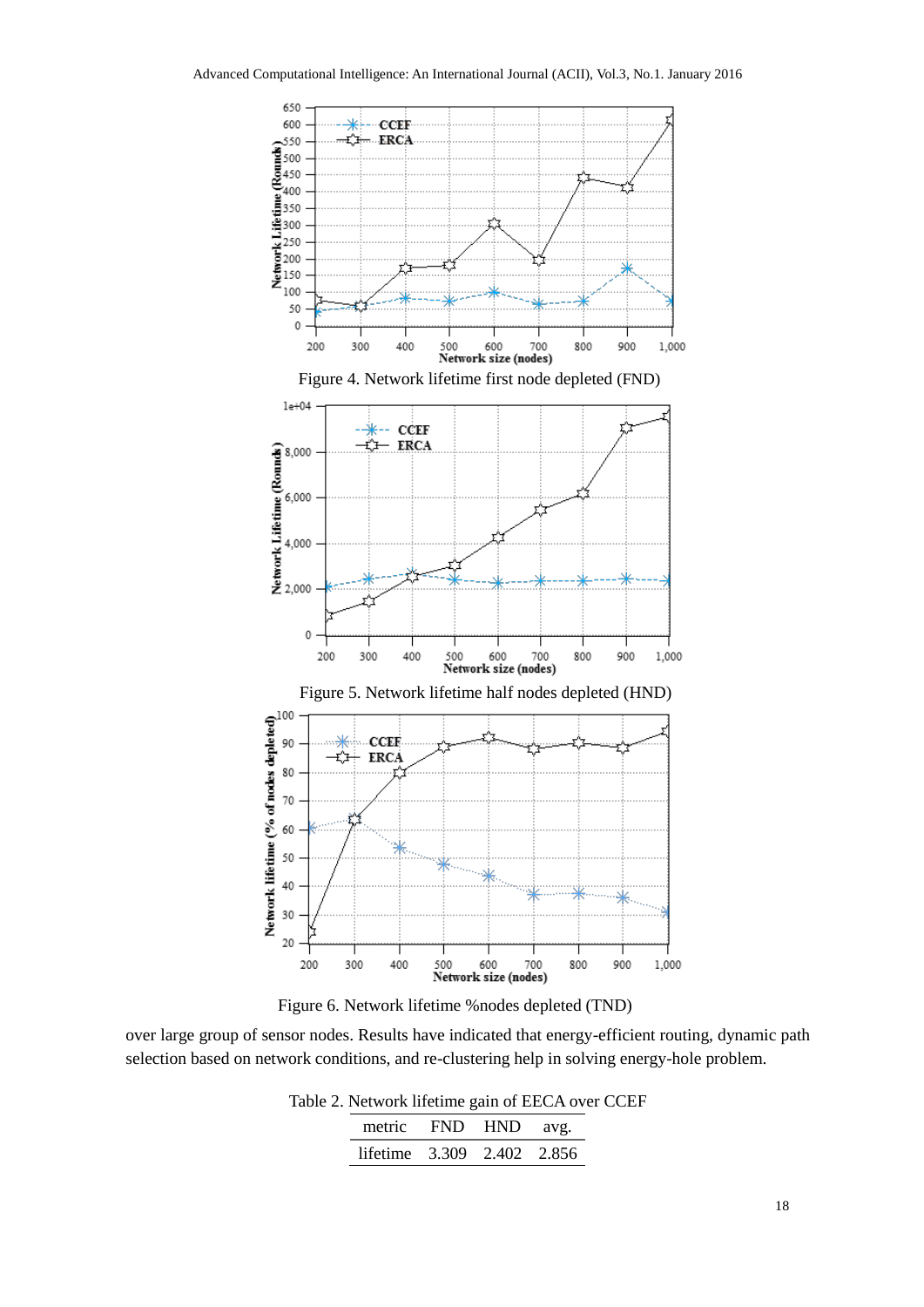Figure 4. Network lifetime first node depleted (FND)

Figure 5. Network lifetime half nodes depleted (HND)

Figure 6. Network lifetime %nodes depleted (TND)

over large group of sensor nodes. Results have indicated that energy-efficient routing, dynamic path selection based on network conditions, and re-clustering help in solving energy-hole problem.

Table 2. Network lifetime gain of EECA over CCEF

| metric | FND | HND | avg. |
|---|---|---|---|
| lifetime | 3.309 | 2.402 | 2.856 |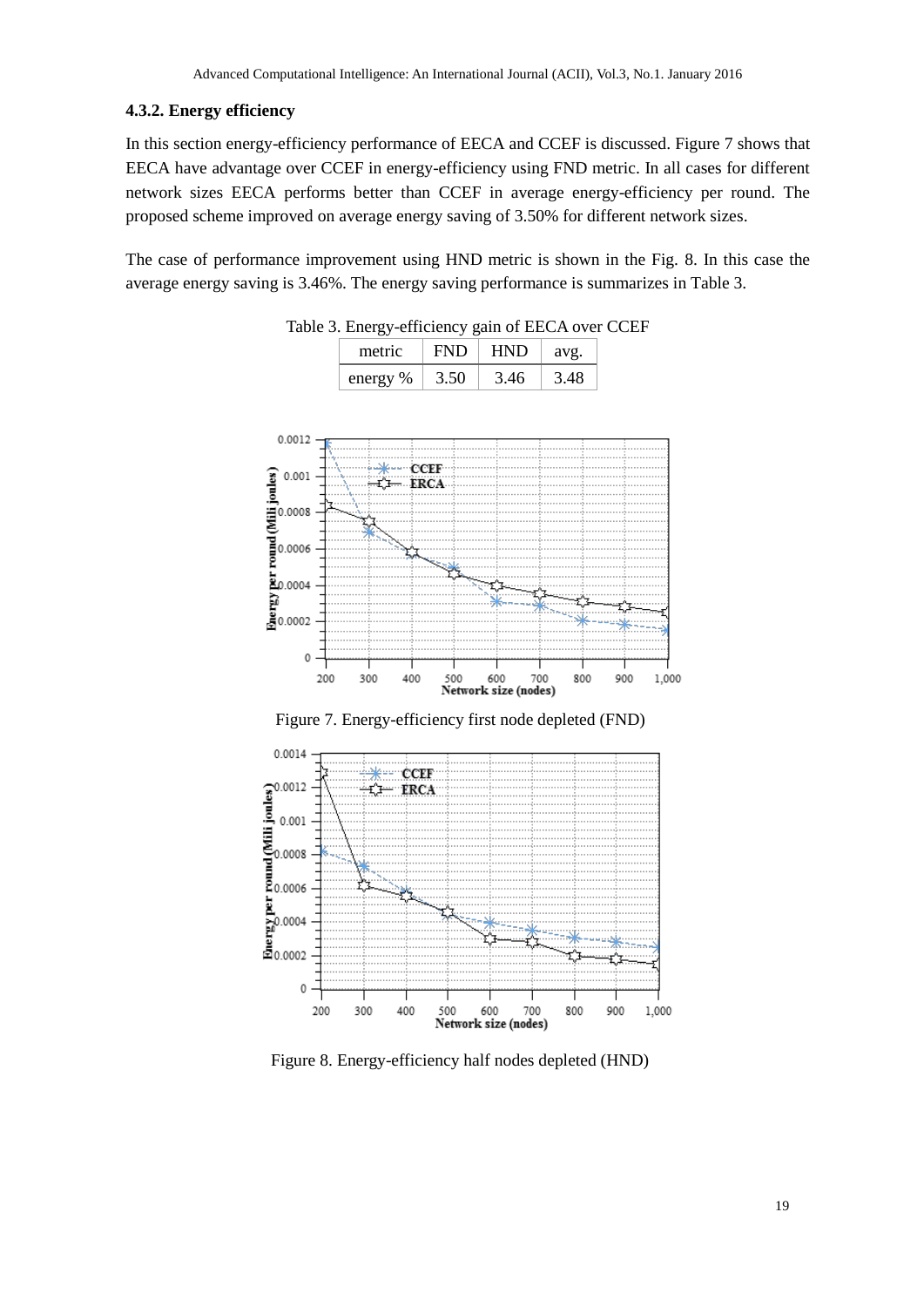#### 4.3.2. Energy efficiency

In this section energy-efficiency performance of EECA and CCEF is discussed. Figure 7 shows that EECA have advantage over CCEF in energy-efficiency using FND metric. In all cases for different network sizes EECA performs better than CCEF in average energy-efficiency per round. The proposed scheme improved on average energy saving of 3.50% for different network sizes.

The case of performance improvement using HND metric is shown in the Fig. 8. In this case the average energy saving is 3.46%. The energy saving performance is summarizes in Table 3.

Table 3. Energy-efficiency gain of EECA over CCEF

| metric | FND | HND | avg. |
|---|---|---|---|
| energy % | 3.50 | 3.46 | 3.48 |

Figure 7. Energy-efficiency first node depleted (FND)

Figure 8. Energy-efficiency half nodes depleted (HND)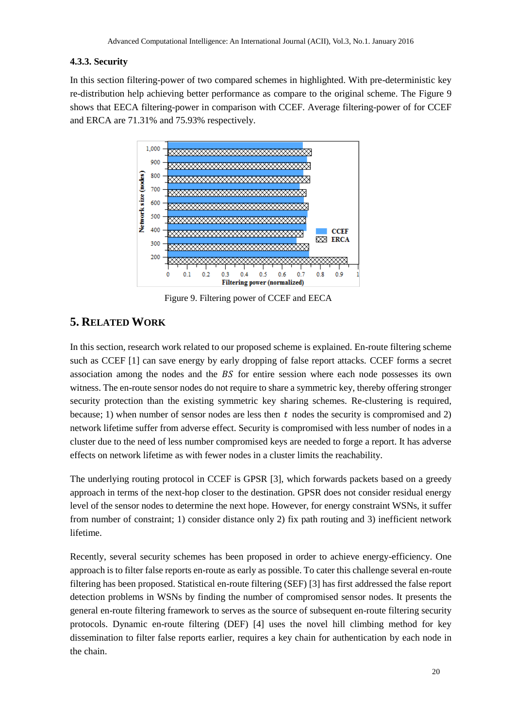### 4.3.3. Security

In this section filtering-power of two compared schemes in highlighted. With pre-deterministic key re-distribution help achieving better performance as compare to the original scheme. The Figure 9 shows that EECA filtering-power in comparison with CCEF. Average filtering-power of for CCEF and ERCA are 71.31% and 75.93% respectively.

Figure 9. Filtering power of CCEF and EECA

## 5. Related Work

In this section, research work related to our proposed scheme is explained. En-route filtering scheme such as CCEF [1] can save energy by early dropping of false report attacks. CCEF forms a secret association among the nodes and the $BS$ for entire session where each node possesses its own witness. The en-route sensor nodes do not require to share a symmetric key, thereby offering stronger security protection than the existing symmetric key sharing schemes. Re-clustering is required, because; 1) when number of sensor nodes are less then $t$ nodes the security is compromised and 2) network lifetime suffer from adverse effect. Security is compromised with less number of nodes in a cluster due to the need of less number compromised keys are needed to forge a report. It has adverse effects on network lifetime as with fewer nodes in a cluster limits the reachability.

The underlying routing protocol in CCEF is GPSR [3], which forwards packets based on a greedy approach in terms of the next-hop closer to the destination. GPSR does not consider residual energy level of the sensor nodes to determine the next hope. However, for energy constraint WSNs, it suffer from number of constraint; 1) consider distance only 2) fix path routing and 3) inefficient network lifetime.

Recently, several security schemes has been proposed in order to achieve energy-efficiency. One approach is to filter false reports en-route as early as possible. To cater this challenge several en-route filtering has been proposed. Statistical en-route filtering (SEF) [3] has first addressed the false report detection problems in WSNs by finding the number of compromised sensor nodes. It presents the general en-route filtering framework to serves as the source of subsequent en-route filtering security protocols. Dynamic en-route filtering (DEF) [4] uses the novel hill climbing method for key dissemination to filter false reports earlier, requires a key chain for authentication by each node in the chain.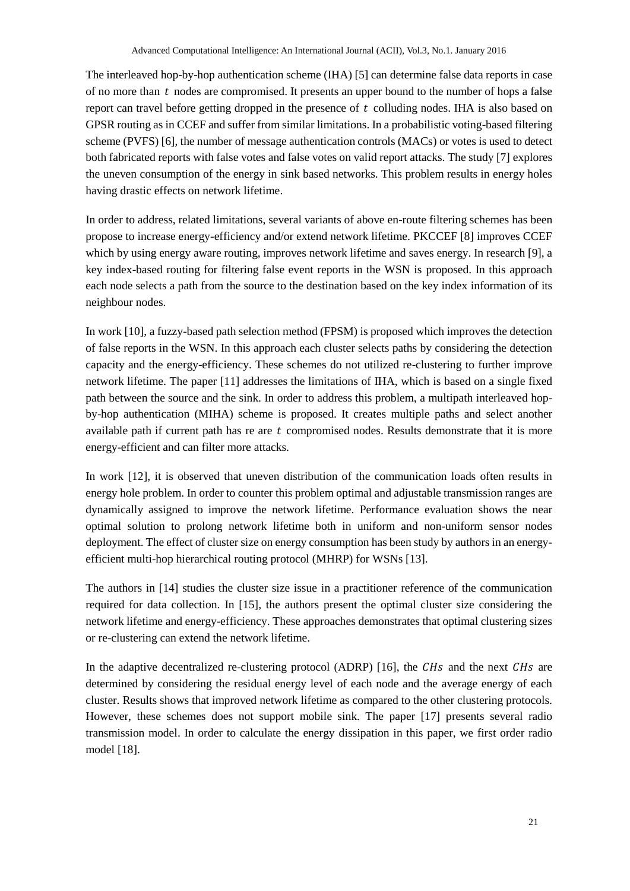The interleaved hop-by-hop authentication scheme (IHA) [5] can determine false data reports in case of no more than $t$ nodes are compromised. It presents an upper bound to the number of hops a false report can travel before getting dropped in the presence of $t$ colluding nodes. IHA is also based on GPSR routing as in CCEF and suffer from similar limitations. In a probabilistic voting-based filtering scheme (PVFS) [6], the number of message authentication controls (MACs) or votes is used to detect both fabricated reports with false votes and false votes on valid report attacks. The study [7] explores the uneven consumption of the energy in sink based networks. This problem results in energy holes having drastic effects on network lifetime.

In order to address, related limitations, several variants of above en-route filtering schemes has been propose to increase energy-efficiency and/or extend network lifetime. PKCCEF [8] improves CCEF which by using energy aware routing, improves network lifetime and saves energy. In research [9], a key index-based routing for filtering false event reports in the WSN is proposed. In this approach each node selects a path from the source to the destination based on the key index information of its neighbour nodes.

In work [10], a fuzzy-based path selection method (FPSM) is proposed which improves the detection of false reports in the WSN. In this approach each cluster selects paths by considering the detection capacity and the energy-efficiency. These schemes do not utilized re-clustering to further improve network lifetime. The paper [11] addresses the limitations of IHA, which is based on a single fixed path between the source and the sink. In order to address this problem, a multipath interleaved hop-by-hop authentication (MIHA) scheme is proposed. It creates multiple paths and select another available path if current path has re are $t$ compromised nodes. Results demonstrate that it is more energy-efficient and can filter more attacks.

In work [12], it is observed that uneven distribution of the communication loads often results in energy hole problem. In order to counter this problem optimal and adjustable transmission ranges are dynamically assigned to improve the network lifetime. Performance evaluation shows the near optimal solution to prolong network lifetime both in uniform and non-uniform sensor nodes deployment. The effect of cluster size on energy consumption has been study by authors in an energy-efficient multi-hop hierarchical routing protocol (MHRP) for WSNs [13].

The authors in [14] studies the cluster size issue in a practitioner reference of the communication required for data collection. In [15], the authors present the optimal cluster size considering the network lifetime and energy-efficiency. These approaches demonstrates that optimal clustering sizes or re-clustering can extend the network lifetime.

In the adaptive decentralized re-clustering protocol (ADRP) [16], the $CHs$ and the next $CHs$ are determined by considering the residual energy level of each node and the average energy of each cluster. Results shows that improved network lifetime as compared to the other clustering protocols. However, these schemes does not support mobile sink. The paper [17] presents several radio transmission model. In order to calculate the energy dissipation in this paper, we first order radio model [18].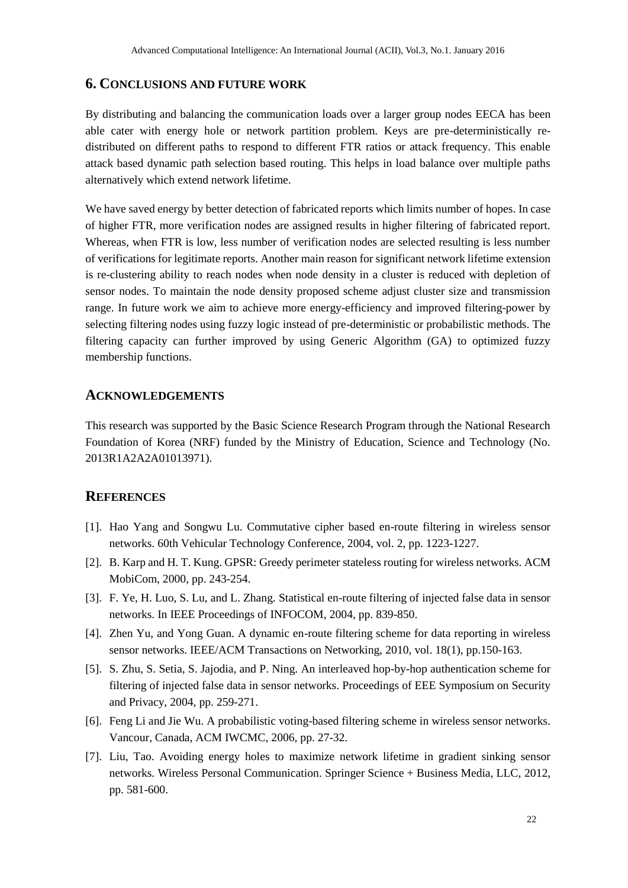## 6. CONCLUSIONS AND FUTURE WORK

By distributing and balancing the communication loads over a larger group nodes EECA has been able cater with energy hole or network partition problem. Keys are pre-deterministically re-distributed on different paths to respond to different FTR ratios or attack frequency. This enable attack based dynamic path selection based routing. This helps in load balance over multiple paths alternatively which extend network lifetime.

We have saved energy by better detection of fabricated reports which limits number of hopes. In case of higher FTR, more verification nodes are assigned results in higher filtering of fabricated report. Whereas, when FTR is low, less number of verification nodes are selected resulting is less number of verifications for legitimate reports. Another main reason for significant network lifetime extension is re-clustering ability to reach nodes when node density in a cluster is reduced with depletion of sensor nodes. To maintain the node density proposed scheme adjust cluster size and transmission range. In future work we aim to achieve more energy-efficiency and improved filtering-power by selecting filtering nodes using fuzzy logic instead of pre-deterministic or probabilistic methods. The filtering capacity can further improved by using Generic Algorithm (GA) to optimized fuzzy membership functions.

## ACKNOWLEDGEMENTS

This research was supported by the Basic Science Research Program through the National Research Foundation of Korea (NRF) funded by the Ministry of Education, Science and Technology (No. 2013R1A2A2A01013971).

## REFERENCES

[1]. Hao Yang and Songwu Lu. Commutative cipher based en-route filtering in wireless sensor networks. 60th Vehicular Technology Conference, 2004, vol. 2, pp. 1223-1227.

[2]. B. Karp and H. T. Kung. GPSR: Greedy perimeter stateless routing for wireless networks. ACM MobiCom, 2000, pp. 243-254.

[3]. F. Ye, H. Luo, S. Lu, and L. Zhang. Statistical en-route filtering of injected false data in sensor networks. In IEEE Proceedings of INFOCOM, 2004, pp. 839-850.

[4]. Zhen Yu, and Yong Guan. A dynamic en-route filtering scheme for data reporting in wireless sensor networks. IEEE/ACM Transactions on Networking, 2010, vol. 18(1), pp.150-163.

[5]. S. Zhu, S. Setia, S. Jajodia, and P. Ning. An interleaved hop-by-hop authentication scheme for filtering of injected false data in sensor networks. Proceedings of EEE Symposium on Security and Privacy, 2004, pp. 259-271.

[6]. Feng Li and Jie Wu. A probabilistic voting-based filtering scheme in wireless sensor networks. Vancour, Canada, ACM IWCMC, 2006, pp. 27-32.

[7]. Liu, Tao. Avoiding energy holes to maximize network lifetime in gradient sinking sensor networks. Wireless Personal Communication. Springer Science + Business Media, LLC, 2012, pp. 581-600.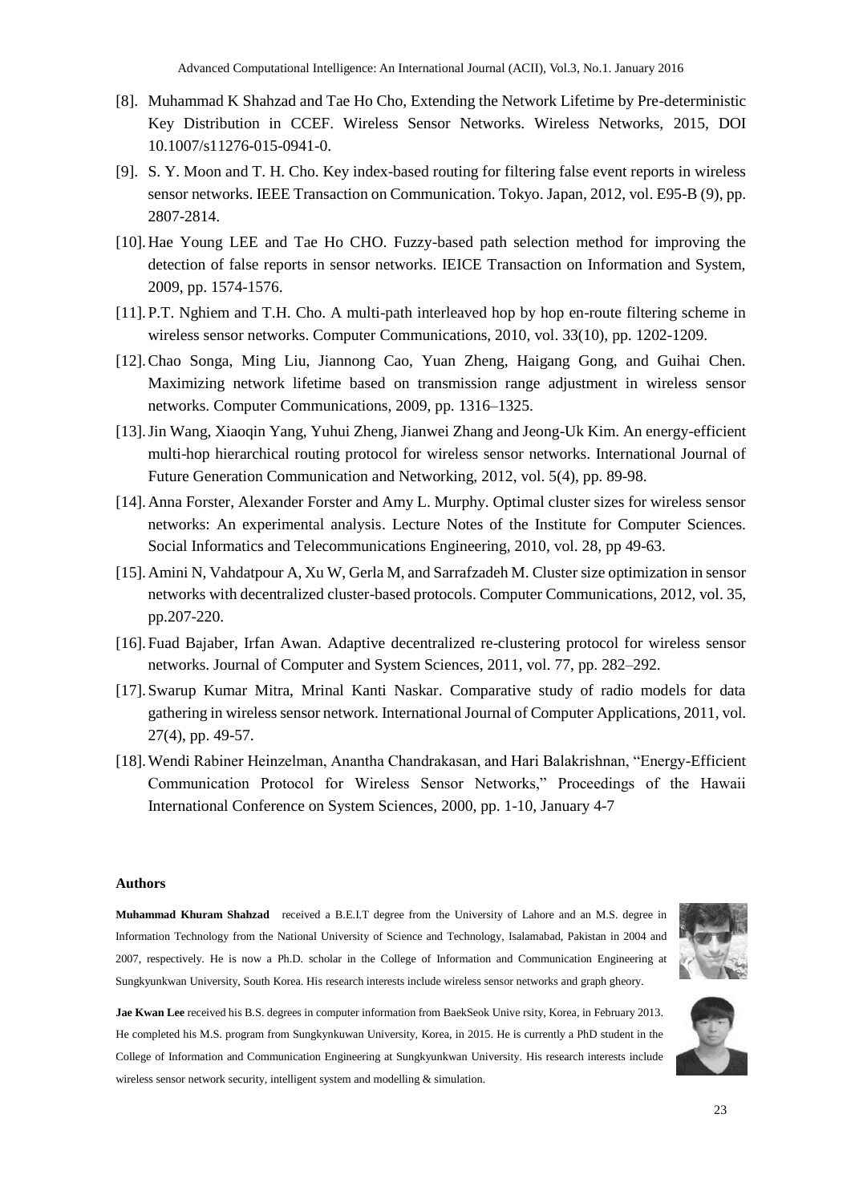[8]. Muhammad K Shahzad and Tae Ho Cho, Extending the Network Lifetime by Pre-deterministic Key Distribution in CCEF. Wireless Sensor Networks. Wireless Networks, 2015, DOI 10.1007/s11276-015-0941-0.

[9]. S. Y. Moon and T. H. Cho. Key index-based routing for filtering false event reports in wireless sensor networks. IEEE Transaction on Communication. Tokyo. Japan, 2012, vol. E95-B (9), pp. 2807-2814.

[10]. Hae Young LEE and Tae Ho CHO. Fuzzy-based path selection method for improving the detection of false reports in sensor networks. IEICE Transaction on Information and System, 2009, pp. 1574-1576.

[11]. P.T. Nghiem and T.H. Cho. A multi-path interleaved hop by hop en-route filtering scheme in wireless sensor networks. Computer Communications, 2010, vol. 33(10), pp. 1202-1209.

[12]. Chao Songa, Ming Liu, Jiannong Cao, Yuan Zheng, Haigang Gong, and Guihai Chen. Maximizing network lifetime based on transmission range adjustment in wireless sensor networks. Computer Communications, 2009, pp. 1316–1325.

[13]. Jin Wang, Xiaoqin Yang, Yuhui Zheng, Jianwei Zhang and Jeong-Uk Kim. An energy-efficient multi-hop hierarchical routing protocol for wireless sensor networks. International Journal of Future Generation Communication and Networking, 2012, vol. 5(4), pp. 89-98.

[14]. Anna Forster, Alexander Forster and Amy L. Murphy. Optimal cluster sizes for wireless sensor networks: An experimental analysis. Lecture Notes of the Institute for Computer Sciences. Social Informatics and Telecommunications Engineering, 2010, vol. 28, pp 49-63.

[15]. Amini N, Vahdatpour A, Xu W, Gerla M, and Sarrafzadeh M. Cluster size optimization in sensor networks with decentralized cluster-based protocols. Computer Communications, 2012, vol. 35, pp.207-220.

[16]. Fuad Bajaber, Irfan Awan. Adaptive decentralized re-clustering protocol for wireless sensor networks. Journal of Computer and System Sciences, 2011, vol. 77, pp. 282–292.

[17]. Swarup Kumar Mitra, Mrinal Kanti Naskar. Comparative study of radio models for data gathering in wireless sensor network. International Journal of Computer Applications, 2011, vol. 27(4), pp. 49-57.

[18]. Wendi Rabiner Heinzelman, Anantha Chandrakasan, and Hari Balakrishnan, "Energy-Efficient Communication Protocol for Wireless Sensor Networks," Proceedings of the Hawaii International Conference on System Sciences, 2000, pp. 1-10, January 4-7

**Authors**

**Muhammad Khuram Shahzad** received a B.E.I.T degree from the University of Lahore and an M.S. degree in Information Technology from the National University of Science and Technology, Isalamabad, Pakistan in 2004 and 2007, respectively. He is now a Ph.D. scholar in the College of Information and Communication Engineering at Sungkyunkwan University, South Korea. His research interests include wireless sensor networks and graph gheory.

**Jae Kwan Lee** received his B.S. degrees in computer information from BaekSeok Unive rsity, Korea, in February 2013. He completed his M.S. program from Sungkynkuwan University, Korea, in 2015. He is currently a PhD student in the College of Information and Communication Engineering at Sungkyunkwan University. His research interests include wireless sensor network security, intelligent system and modelling & simulation.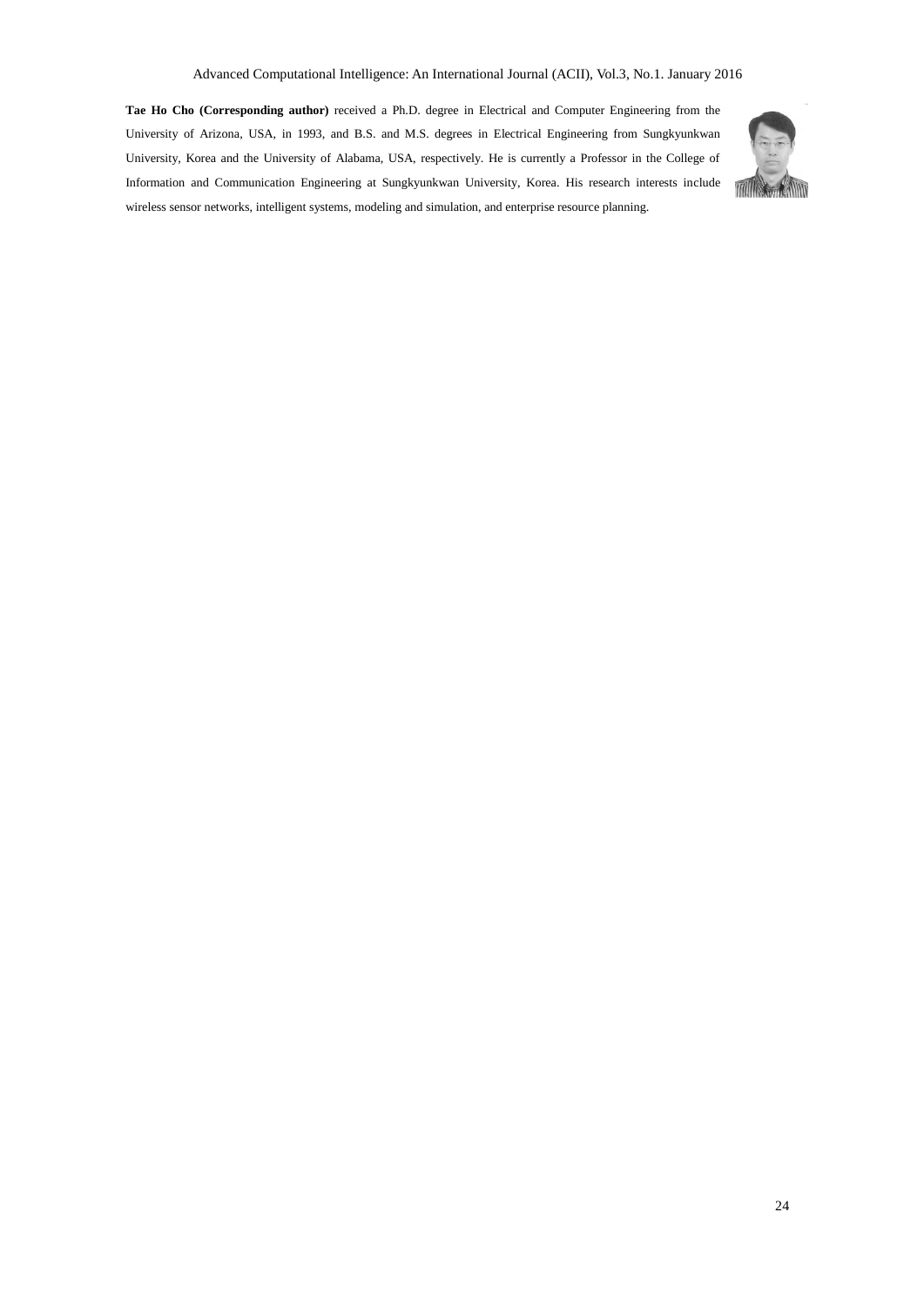**Tae Ho Cho (Corresponding author)** received a Ph.D. degree in Electrical and Computer Engineering from the University of Arizona, USA, in 1993, and B.S. and M.S. degrees in Electrical Engineering from Sungkyunkwan University, Korea and the University of Alabama, USA, respectively. He is currently a Professor in the College of Information and Communication Engineering at Sungkyunkwan University, Korea. His research interests include wireless sensor networks, intelligent systems, modeling and simulation, and enterprise resource planning.